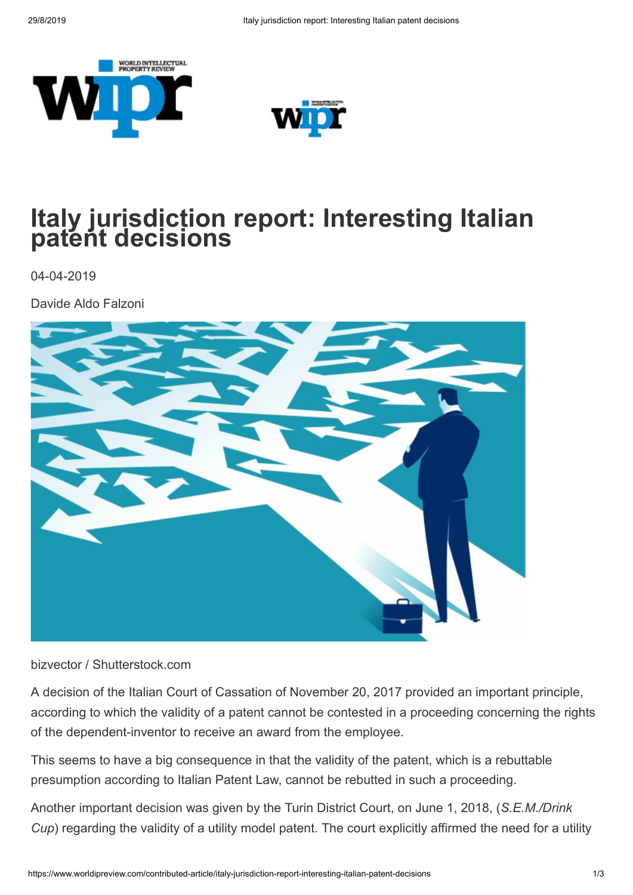# Italy jurisdiction report: Interesting Italian patent decisions

04-04-2019

Davide Aldo Falzoni

bizvector / Shutterstock.com

A decision of the Italian Court of Cassation of November 20, 2017 provided an important principle, according to which the validity of a patent cannot be contested in a proceeding concerning the rights of the dependent-inventor to receive an award from the employee.

This seems to have a big consequence in that the validity of the patent, which is a rebuttable presumption according to Italian Patent Law, cannot be rebutted in such a proceeding.

Another important decision was given by the Turin District Court, on June 1, 2018, (*S.E.M./Drink Cup*) regarding the validity of a utility model patent. The court explicitly affirmed the need for a utility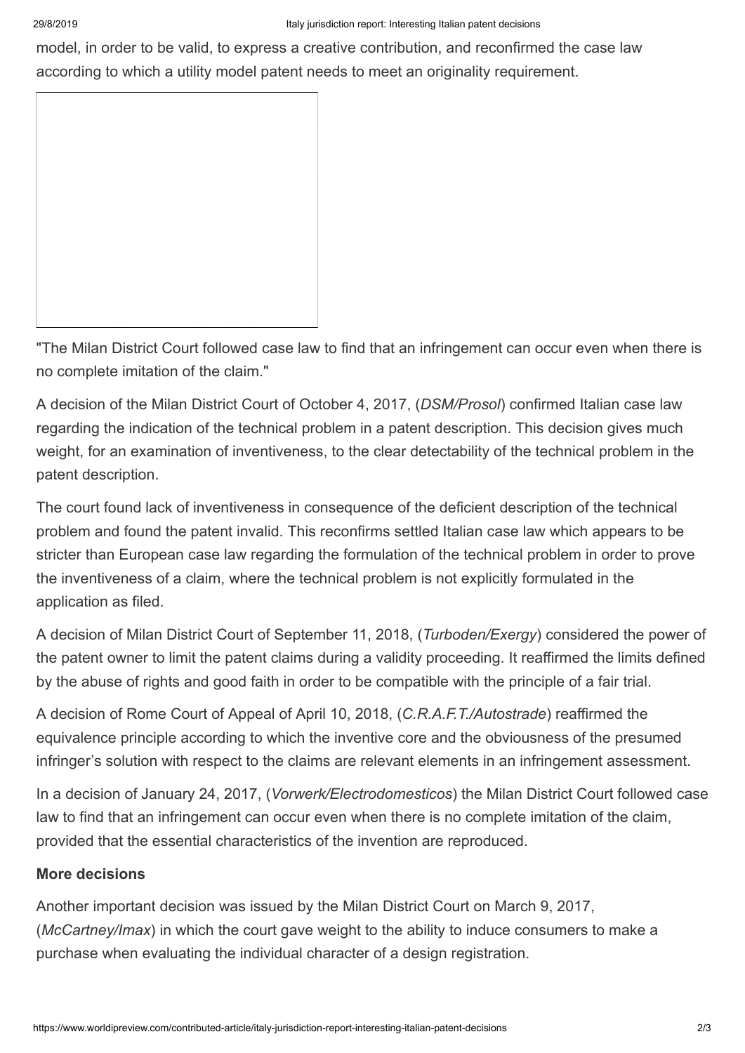model, in order to be valid, to express a creative contribution, and reconfirmed the case law according to which a utility model patent needs to meet an originality requirement.

"The Milan District Court followed case law to find that an infringement can occur even when there is no complete imitation of the claim."

A decision of the Milan District Court of October 4, 2017, (*DSM/Prosol*) confirmed Italian case law regarding the indication of the technical problem in a patent description. This decision gives much weight, for an examination of inventiveness, to the clear detectability of the technical problem in the patent description.

The court found lack of inventiveness in consequence of the deficient description of the technical problem and found the patent invalid. This reconfirms settled Italian case law which appears to be stricter than European case law regarding the formulation of the technical problem in order to prove the inventiveness of a claim, where the technical problem is not explicitly formulated in the application as filed.

A decision of Milan District Court of September 11, 2018, (*Turboden/Exergy*) considered the power of the patent owner to limit the patent claims during a validity proceeding. It reaffirmed the limits defined by the abuse of rights and good faith in order to be compatible with the principle of a fair trial.

A decision of Rome Court of Appeal of April 10, 2018, (*C.R.A.F.T./Autostrade*) reaffirmed the equivalence principle according to which the inventive core and the obviousness of the presumed infringer's solution with respect to the claims are relevant elements in an infringement assessment.

In a decision of January 24, 2017, (*Vorwerk/Electrodomesticos*) the Milan District Court followed case law to find that an infringement can occur even when there is no complete imitation of the claim, provided that the essential characteristics of the invention are reproduced.

**More decisions**

Another important decision was issued by the Milan District Court on March 9, 2017, (*McCartney/Imax*) in which the court gave weight to the ability to induce consumers to make a purchase when evaluating the individual character of a design registration.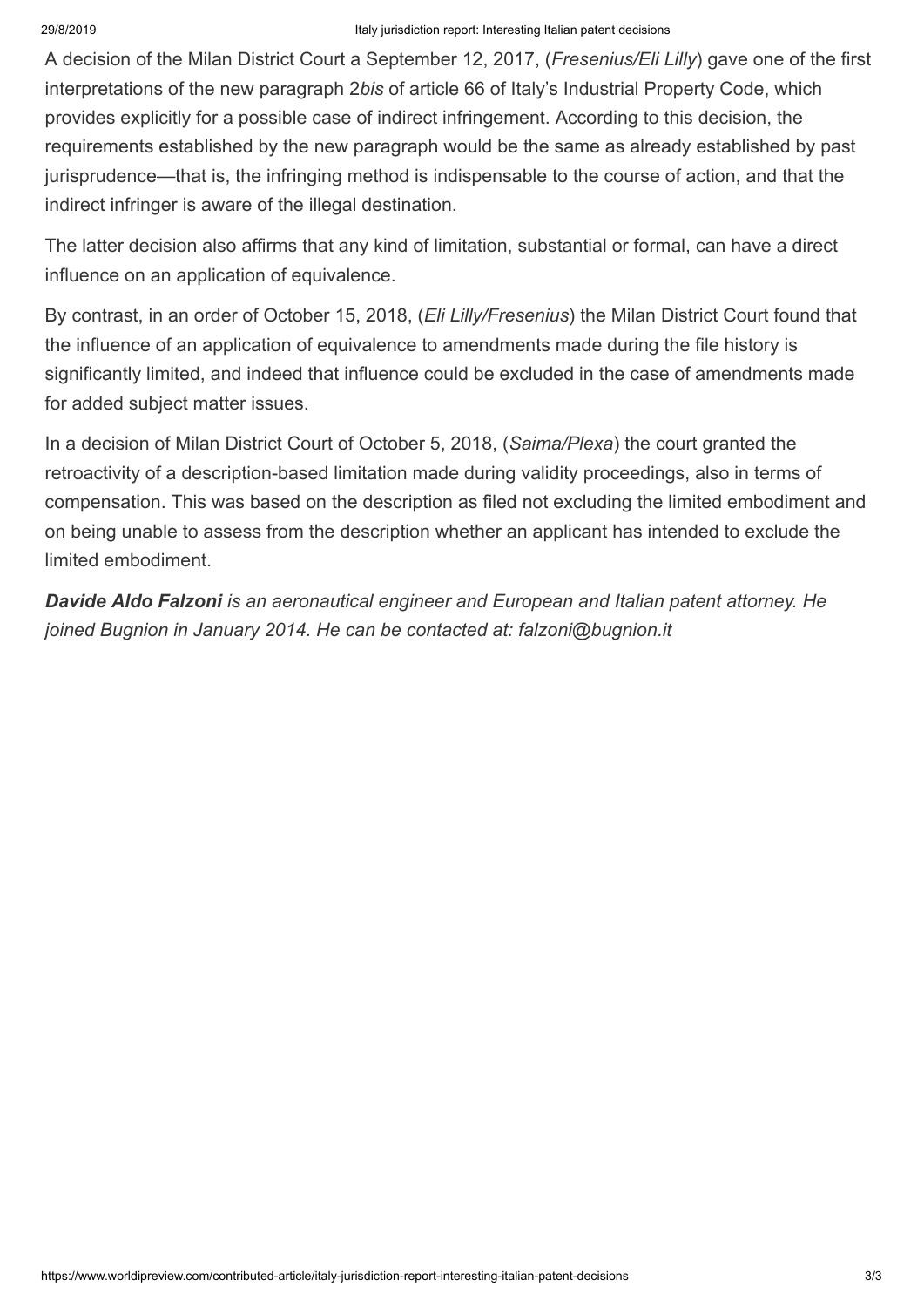A decision of the Milan District Court a September 12, 2017, (*Fresenius/Eli Lilly*) gave one of the first interpretations of the new paragraph 2*bis* of article 66 of Italy's Industrial Property Code, which provides explicitly for a possible case of indirect infringement. According to this decision, the requirements established by the new paragraph would be the same as already established by past jurisprudence—that is, the infringing method is indispensable to the course of action, and that the indirect infringer is aware of the illegal destination.

The latter decision also affirms that any kind of limitation, substantial or formal, can have a direct influence on an application of equivalence.

By contrast, in an order of October 15, 2018, (*Eli Lilly/Fresenius*) the Milan District Court found that the influence of an application of equivalence to amendments made during the file history is significantly limited, and indeed that influence could be excluded in the case of amendments made for added subject matter issues.

In a decision of Milan District Court of October 5, 2018, (*Saima/Plexa*) the court granted the retroactivity of a description-based limitation made during validity proceedings, also in terms of compensation. This was based on the description as filed not excluding the limited embodiment and on being unable to assess from the description whether an applicant has intended to exclude the limited embodiment.

***Davide Aldo Falzoni*** *is an aeronautical engineer and European and Italian patent attorney. He joined Bugnion in January 2014. He can be contacted at: falzoni@bugnion.it*